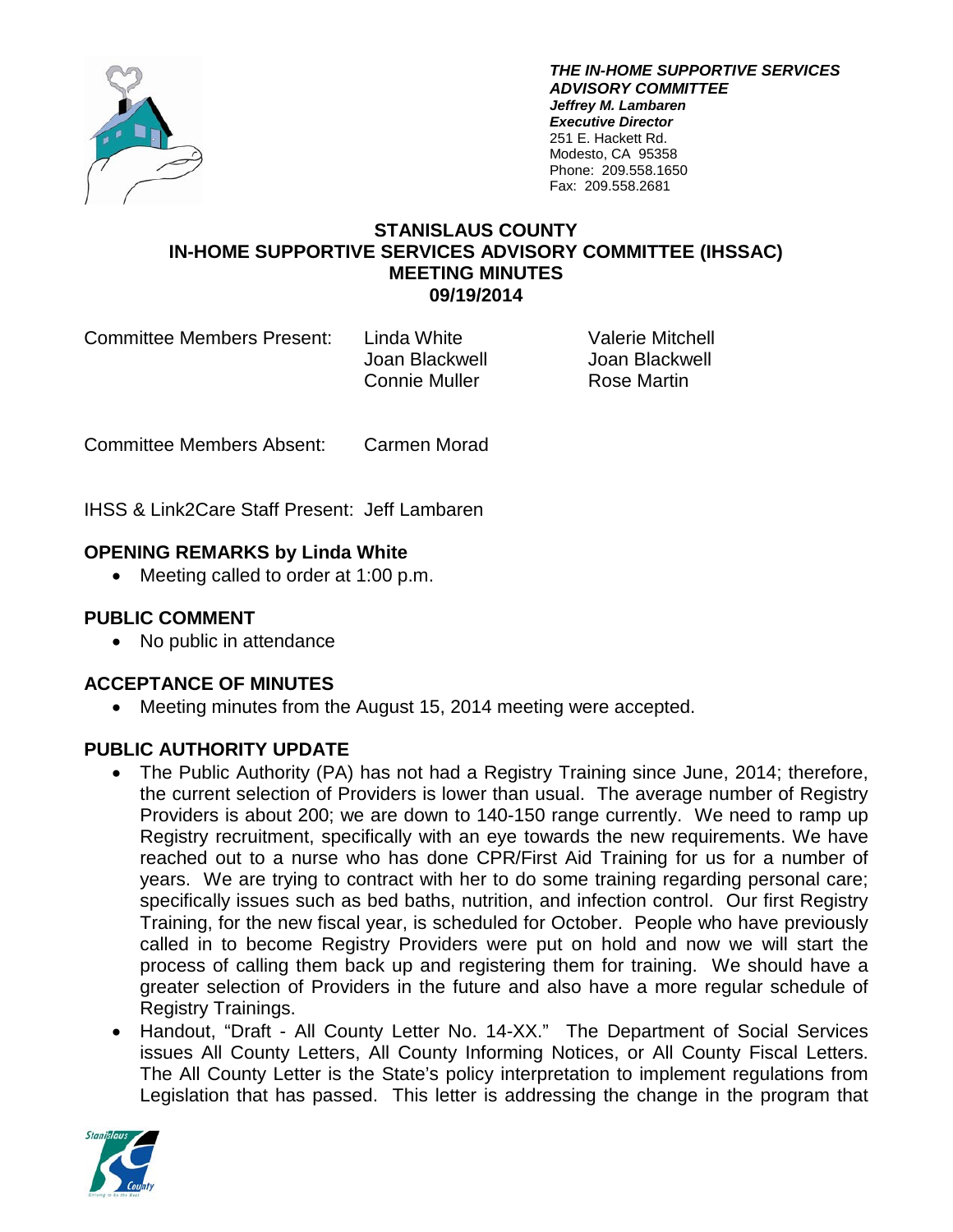***THE IN-HOME SUPPORTIVE SERVICES ADVISORY COMMITTEE***
***Jeffrey M. Lambaren***
***Executive Director***
251 E. Hackett Rd.
Modesto, CA 95358
Phone: 209.558.1650
Fax: 209.558.2681

# STANISLAUS COUNTY IN-HOME SUPPORTIVE SERVICES ADVISORY COMMITTEE (IHSSAC) MEETING MINUTES 09/19/2014

| Committee Members Present: | Linda White | Valerie Mitchell |
|---|---|---|
| | Joan Blackwell | Joan Blackwell |
| | Connie Muller | Rose Martin |

Committee Members Absent: Carmen Morad

IHSS & Link2Care Staff Present: Jeff Lambaren

## OPENING REMARKS by Linda White

- Meeting called to order at 1:00 p.m.

## PUBLIC COMMENT

- No public in attendance

## ACCEPTANCE OF MINUTES

- Meeting minutes from the August 15, 2014 meeting were accepted.

## PUBLIC AUTHORITY UPDATE

- The Public Authority (PA) has not had a Registry Training since June, 2014; therefore, the current selection of Providers is lower than usual. The average number of Registry Providers is about 200; we are down to 140-150 range currently. We need to ramp up Registry recruitment, specifically with an eye towards the new requirements. We have reached out to a nurse who has done CPR/First Aid Training for us for a number of years. We are trying to contract with her to do some training regarding personal care; specifically issues such as bed baths, nutrition, and infection control. Our first Registry Training, for the new fiscal year, is scheduled for October. People who have previously called in to become Registry Providers were put on hold and now we will start the process of calling them back up and registering them for training. We should have a greater selection of Providers in the future and also have a more regular schedule of Registry Trainings.
- Handout, "Draft - All County Letter No. 14-XX." The Department of Social Services issues All County Letters, All County Informing Notices, or All County Fiscal Letters. The All County Letter is the State's policy interpretation to implement regulations from Legislation that has passed. This letter is addressing the change in the program that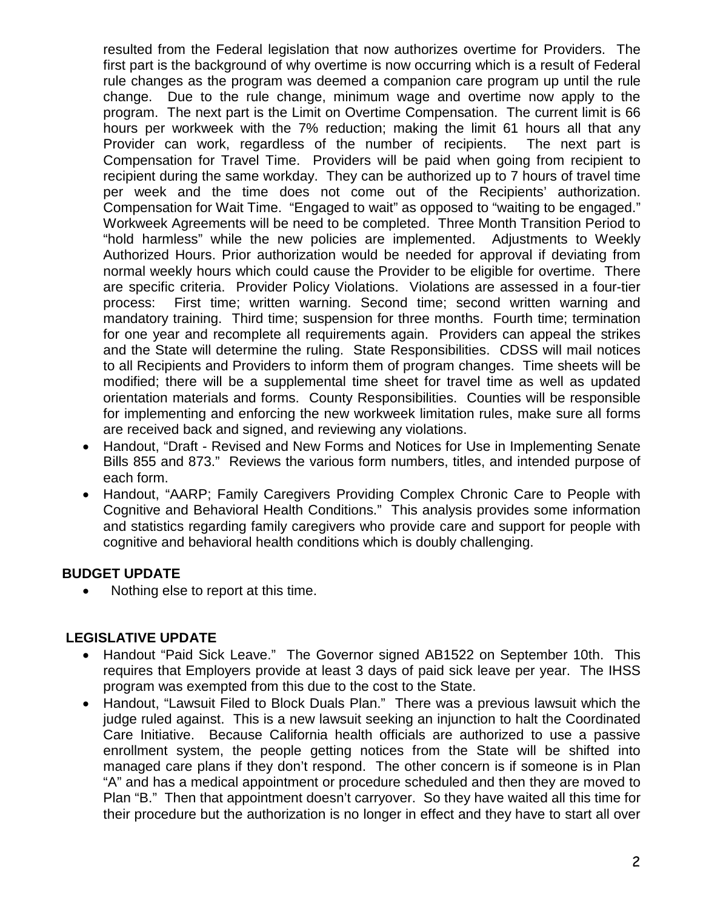resulted from the Federal legislation that now authorizes overtime for Providers. The first part is the background of why overtime is now occurring which is a result of Federal rule changes as the program was deemed a companion care program up until the rule change. Due to the rule change, minimum wage and overtime now apply to the program. The next part is the Limit on Overtime Compensation. The current limit is 66 hours per workweek with the 7% reduction; making the limit 61 hours all that any Provider can work, regardless of the number of recipients. The next part is Compensation for Travel Time. Providers will be paid when going from recipient to recipient during the same workday. They can be authorized up to 7 hours of travel time per week and the time does not come out of the Recipients' authorization. Compensation for Wait Time. "Engaged to wait" as opposed to "waiting to be engaged." Workweek Agreements will be need to be completed. Three Month Transition Period to "hold harmless" while the new policies are implemented. Adjustments to Weekly Authorized Hours. Prior authorization would be needed for approval if deviating from normal weekly hours which could cause the Provider to be eligible for overtime. There are specific criteria. Provider Policy Violations. Violations are assessed in a four-tier process: First time; written warning. Second time; second written warning and mandatory training. Third time; suspension for three months. Fourth time; termination for one year and recomplete all requirements again. Providers can appeal the strikes and the State will determine the ruling. State Responsibilities. CDSS will mail notices to all Recipients and Providers to inform them of program changes. Time sheets will be modified; there will be a supplemental time sheet for travel time as well as updated orientation materials and forms. County Responsibilities. Counties will be responsible for implementing and enforcing the new workweek limitation rules, make sure all forms are received back and signed, and reviewing any violations.

- Handout, "Draft - Revised and New Forms and Notices for Use in Implementing Senate Bills 855 and 873." Reviews the various form numbers, titles, and intended purpose of each form.
- Handout, "AARP; Family Caregivers Providing Complex Chronic Care to People with Cognitive and Behavioral Health Conditions." This analysis provides some information and statistics regarding family caregivers who provide care and support for people with cognitive and behavioral health conditions which is doubly challenging.

**BUDGET UPDATE**

- Nothing else to report at this time.

**LEGISLATIVE UPDATE**

- Handout "Paid Sick Leave." The Governor signed AB1522 on September 10th. This requires that Employers provide at least 3 days of paid sick leave per year. The IHSS program was exempted from this due to the cost to the State.
- Handout, "Lawsuit Filed to Block Duals Plan." There was a previous lawsuit which the judge ruled against. This is a new lawsuit seeking an injunction to halt the Coordinated Care Initiative. Because California health officials are authorized to use a passive enrollment system, the people getting notices from the State will be shifted into managed care plans if they don't respond. The other concern is if someone is in Plan "A" and has a medical appointment or procedure scheduled and then they are moved to Plan "B." Then that appointment doesn't carryover. So they have waited all this time for their procedure but the authorization is no longer in effect and they have to start all over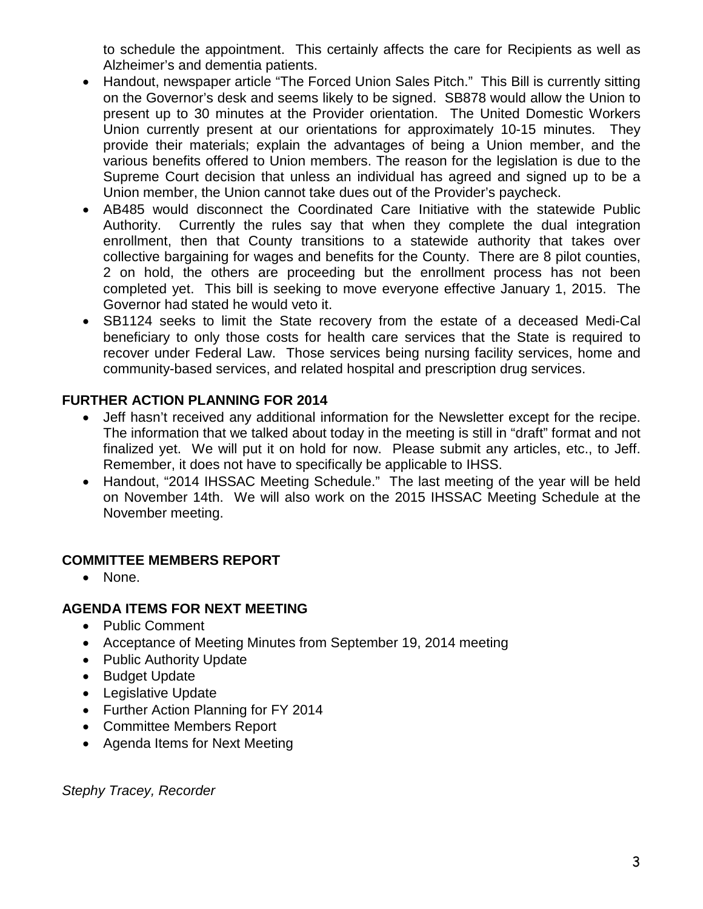to schedule the appointment. This certainly affects the care for Recipients as well as Alzheimer's and dementia patients.

- Handout, newspaper article "The Forced Union Sales Pitch." This Bill is currently sitting on the Governor's desk and seems likely to be signed. SB878 would allow the Union to present up to 30 minutes at the Provider orientation. The United Domestic Workers Union currently present at our orientations for approximately 10-15 minutes. They provide their materials; explain the advantages of being a Union member, and the various benefits offered to Union members. The reason for the legislation is due to the Supreme Court decision that unless an individual has agreed and signed up to be a Union member, the Union cannot take dues out of the Provider's paycheck.
- AB485 would disconnect the Coordinated Care Initiative with the statewide Public Authority. Currently the rules say that when they complete the dual integration enrollment, then that County transitions to a statewide authority that takes over collective bargaining for wages and benefits for the County. There are 8 pilot counties, 2 on hold, the others are proceeding but the enrollment process has not been completed yet. This bill is seeking to move everyone effective January 1, 2015. The Governor had stated he would veto it.
- SB1124 seeks to limit the State recovery from the estate of a deceased Medi-Cal beneficiary to only those costs for health care services that the State is required to recover under Federal Law. Those services being nursing facility services, home and community-based services, and related hospital and prescription drug services.

## FURTHER ACTION PLANNING FOR 2014

- Jeff hasn't received any additional information for the Newsletter except for the recipe. The information that we talked about today in the meeting is still in "draft" format and not finalized yet. We will put it on hold for now. Please submit any articles, etc., to Jeff. Remember, it does not have to specifically be applicable to IHSS.
- Handout, "2014 IHSSAC Meeting Schedule." The last meeting of the year will be held on November 14th. We will also work on the 2015 IHSSAC Meeting Schedule at the November meeting.

## COMMITTEE MEMBERS REPORT

- None.

## AGENDA ITEMS FOR NEXT MEETING

- Public Comment
- Acceptance of Meeting Minutes from September 19, 2014 meeting
- Public Authority Update
- Budget Update
- Legislative Update
- Further Action Planning for FY 2014
- Committee Members Report
- Agenda Items for Next Meeting

*Stephy Tracey, Recorder*